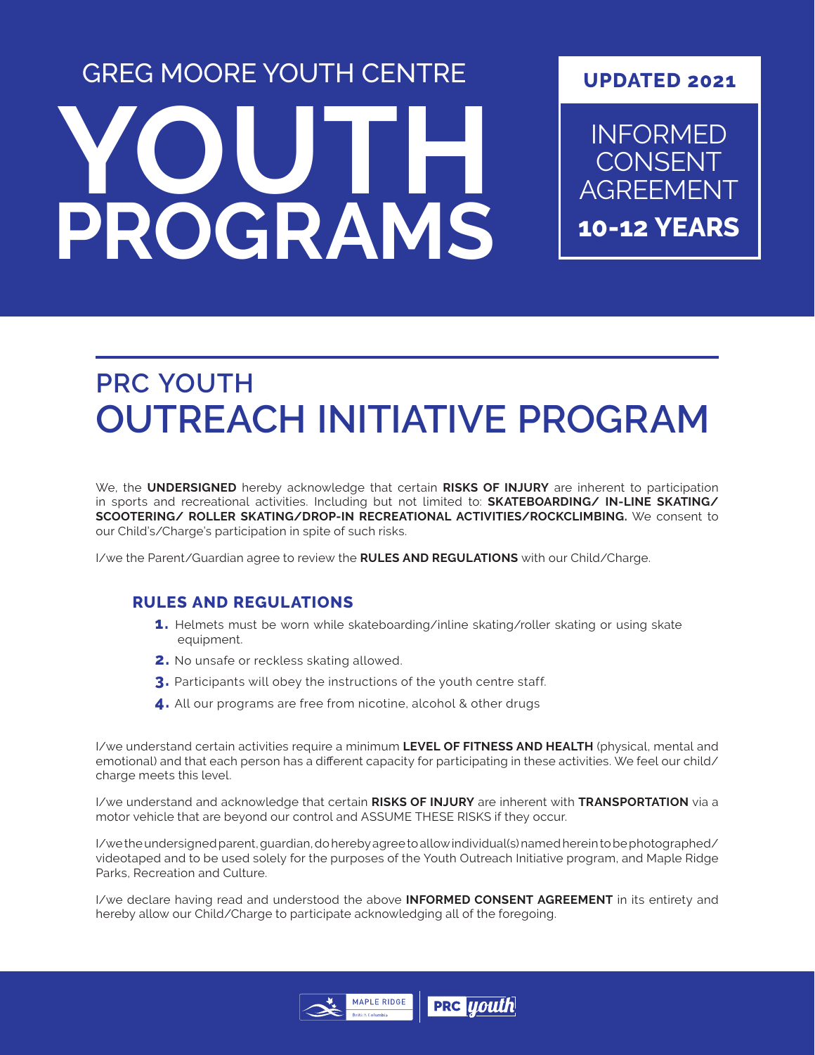GREG MOORE YOUTH CENTRE

# YOUTH PROGRAMS

**UPDATED 2021**

INFORMED CONSENT AGREEMENT

**10-12 YEARS**

## PRC YOUTH OUTREACH INITIATIVE PROGRAM

We, the **UNDERSIGNED** hereby acknowledge that certain **RISKS OF INJURY** are inherent to participation in sports and recreational activities. Including but not limited to: **SKATEBOARDING/ IN-LINE SKATING/ SCOOTERING/ ROLLER SKATING/DROP-IN RECREATIONAL ACTIVITIES/ROCKCLIMBING.** We consent to our Child's/Charge's participation in spite of such risks.

I/we the Parent/Guardian agree to review the **RULES AND REGULATIONS** with our Child/Charge.

### RULES AND REGULATIONS

1. Helmets must be worn while skateboarding/inline skating/roller skating or using skate equipment.
2. No unsafe or reckless skating allowed.
3. Participants will obey the instructions of the youth centre staff.
4. All our programs are free from nicotine, alcohol & other drugs

I/we understand certain activities require a minimum **LEVEL OF FITNESS AND HEALTH** (physical, mental and emotional) and that each person has a different capacity for participating in these activities. We feel our child/ charge meets this level.

I/we understand and acknowledge that certain **RISKS OF INJURY** are inherent with **TRANSPORTATION** via a motor vehicle that are beyond our control and ASSUME THESE RISKS if they occur.

I/we the undersigned parent, guardian, do hereby agree to allow individual(s) named herein to be photographed/ videotaped and to be used solely for the purposes of the Youth Outreach Initiative program, and Maple Ridge Parks, Recreation and Culture.

I/we declare having read and understood the above **INFORMED CONSENT AGREEMENT** in its entirety and hereby allow our Child/Charge to participate acknowledging all of the foregoing.

MAPLE RIDGE British Columbia | PRC youth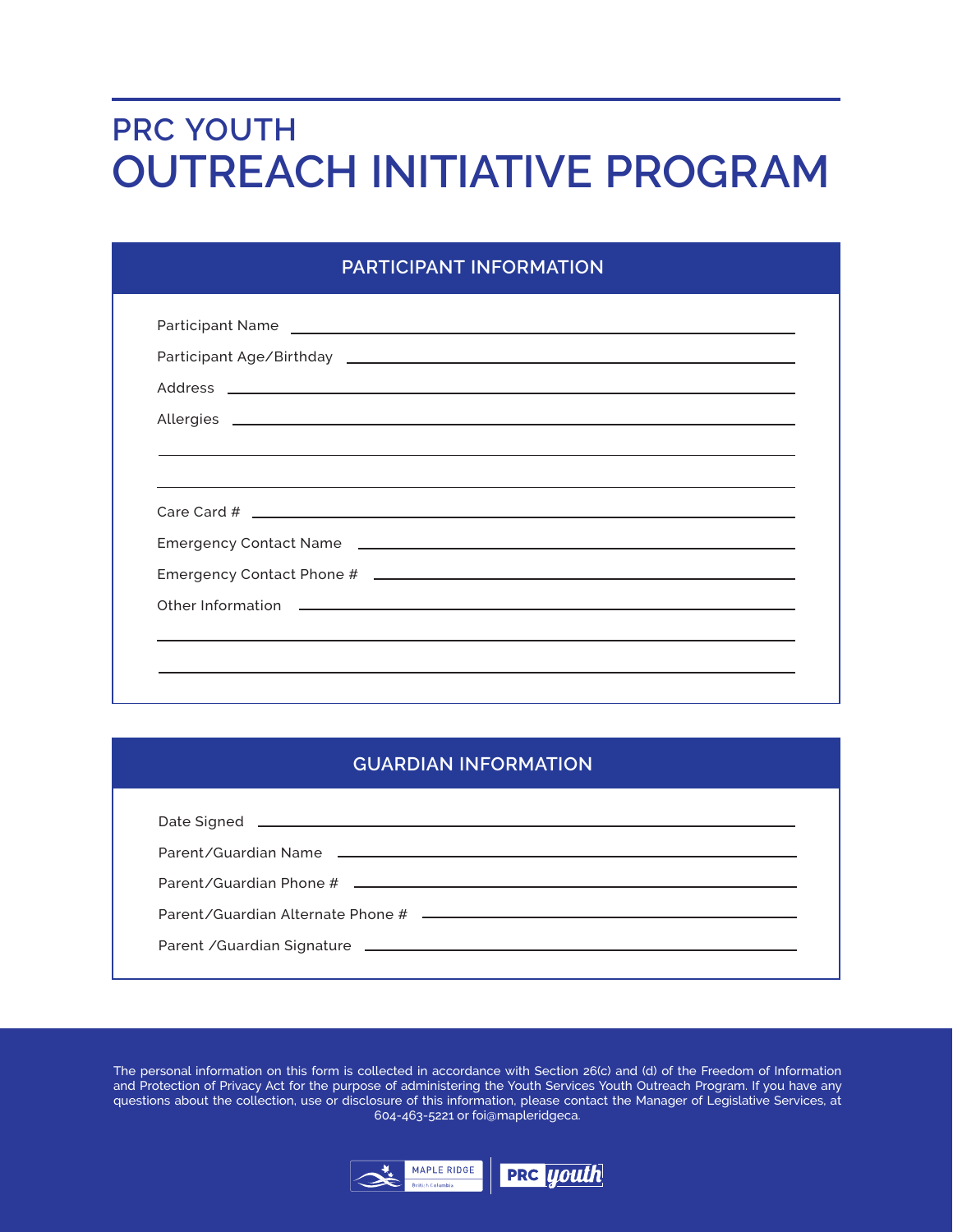# PRC YOUTH

# OUTREACH INITIATIVE PROGRAM

## PARTICIPANT INFORMATION

Participant Name ______________________________

Participant Age/Birthday ______________________________

Address ______________________________

Allergies ______________________________

______________________________

______________________________

Care Card # ______________________________

Emergency Contact Name ______________________________

Emergency Contact Phone # ______________________________

Other Information ______________________________

______________________________

______________________________

## GUARDIAN INFORMATION

Date Signed ______________________________

Parent/Guardian Name ______________________________

Parent/Guardian Phone # ______________________________

Parent/Guardian Alternate Phone # ______________________________

Parent /Guardian Signature ______________________________

The personal information on this form is collected in accordance with Section 26(c) and (d) of the Freedom of Information and Protection of Privacy Act for the purpose of administering the Youth Services Youth Outreach Program. If you have any questions about the collection, use or disclosure of this information, please contact the Manager of Legislative Services, at 604-463-5221 or foi@mapleridgeca.

MAPLE RIDGE British Columbia | PRC youth